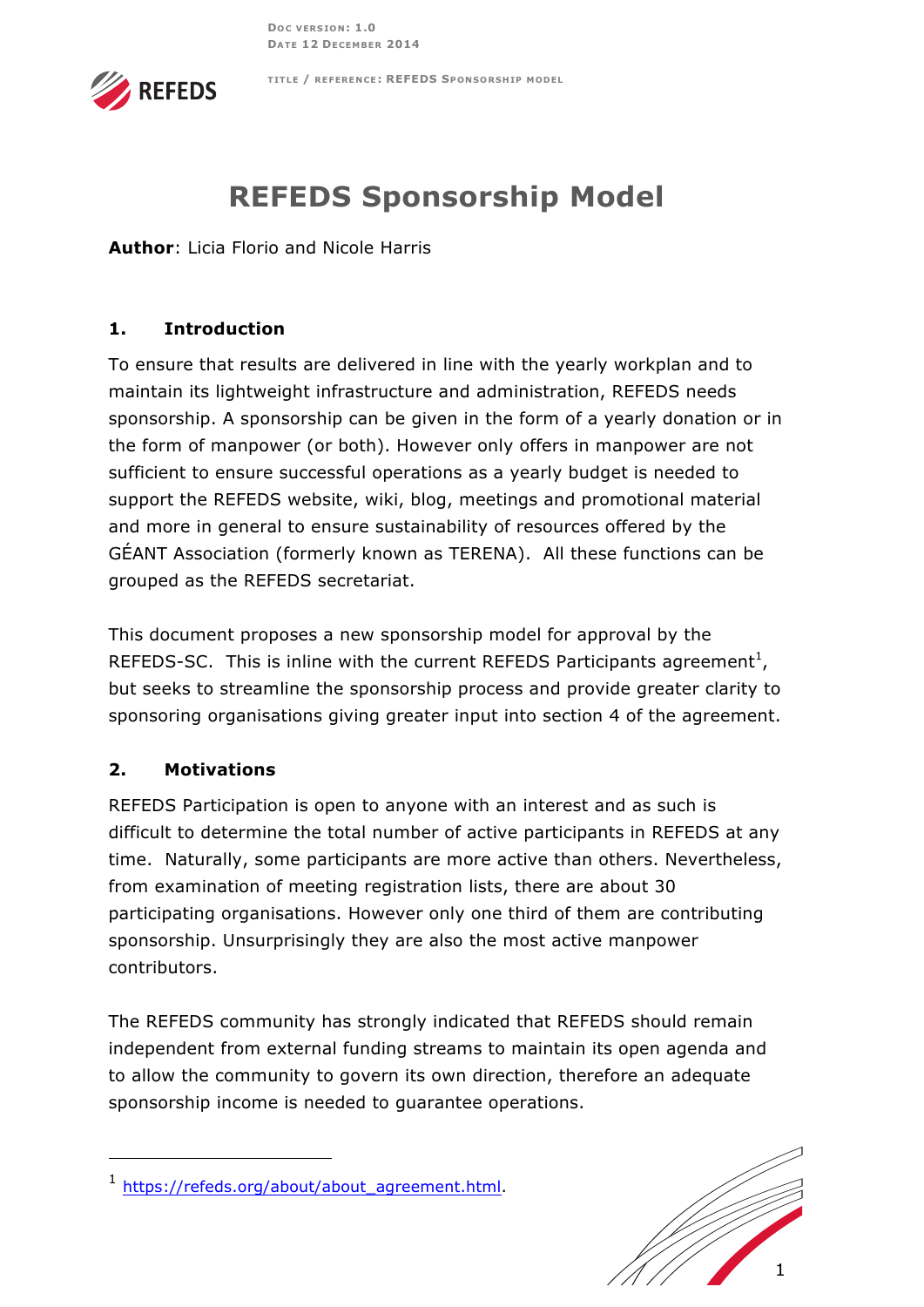# REFEDS Sponsorship Model

**Author**: Licia Florio and Nicole Harris

## 1. Introduction

To ensure that results are delivered in line with the yearly workplan and to maintain its lightweight infrastructure and administration, REFEDS needs sponsorship. A sponsorship can be given in the form of a yearly donation or in the form of manpower (or both). However only offers in manpower are not sufficient to ensure successful operations as a yearly budget is needed to support the REFEDS website, wiki, blog, meetings and promotional material and more in general to ensure sustainability of resources offered by the GÉANT Association (formerly known as TERENA). All these functions can be grouped as the REFEDS secretariat.

This document proposes a new sponsorship model for approval by the REFEDS-SC. This is inline with the current REFEDS Participants agreement[1], but seeks to streamline the sponsorship process and provide greater clarity to sponsoring organisations giving greater input into section 4 of the agreement.

## 2. Motivations

REFEDS Participation is open to anyone with an interest and as such is difficult to determine the total number of active participants in REFEDS at any time. Naturally, some participants are more active than others. Nevertheless, from examination of meeting registration lists, there are about 30 participating organisations. However only one third of them are contributing sponsorship. Unsurprisingly they are also the most active manpower contributors.

The REFEDS community has strongly indicated that REFEDS should remain independent from external funding streams to maintain its open agenda and to allow the community to govern its own direction, therefore an adequate sponsorship income is needed to guarantee operations.

[1] https://refeds.org/about/about_agreement.html.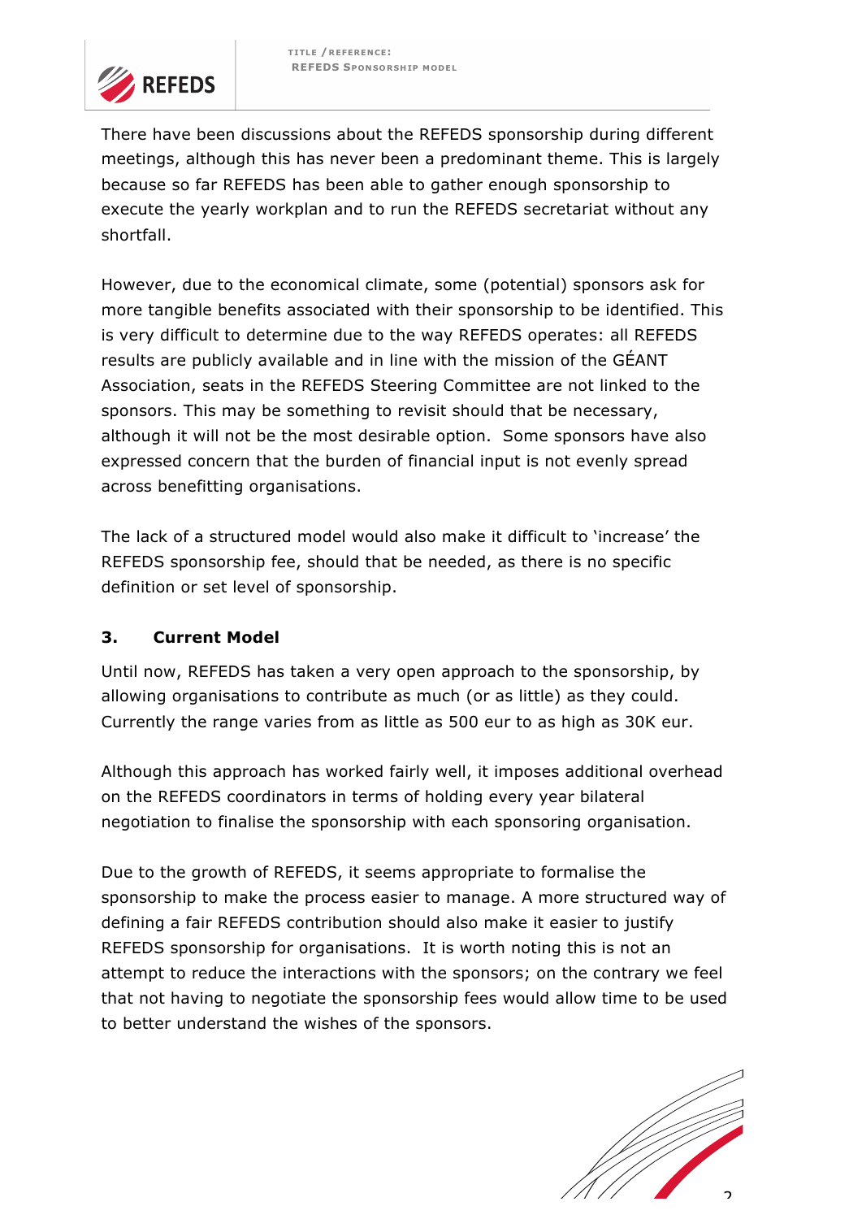There have been discussions about the REFEDS sponsorship during different meetings, although this has never been a predominant theme. This is largely because so far REFEDS has been able to gather enough sponsorship to execute the yearly workplan and to run the REFEDS secretariat without any shortfall.

However, due to the economical climate, some (potential) sponsors ask for more tangible benefits associated with their sponsorship to be identified. This is very difficult to determine due to the way REFEDS operates: all REFEDS results are publicly available and in line with the mission of the GÉANT Association, seats in the REFEDS Steering Committee are not linked to the sponsors. This may be something to revisit should that be necessary, although it will not be the most desirable option.  Some sponsors have also expressed concern that the burden of financial input is not evenly spread across benefitting organisations.

The lack of a structured model would also make it difficult to 'increase' the REFEDS sponsorship fee, should that be needed, as there is no specific definition or set level of sponsorship.

## 3. Current Model

Until now, REFEDS has taken a very open approach to the sponsorship, by allowing organisations to contribute as much (or as little) as they could. Currently the range varies from as little as 500 eur to as high as 30K eur.

Although this approach has worked fairly well, it imposes additional overhead on the REFEDS coordinators in terms of holding every year bilateral negotiation to finalise the sponsorship with each sponsoring organisation.

Due to the growth of REFEDS, it seems appropriate to formalise the sponsorship to make the process easier to manage. A more structured way of defining a fair REFEDS contribution should also make it easier to justify REFEDS sponsorship for organisations.  It is worth noting this is not an attempt to reduce the interactions with the sponsors; on the contrary we feel that not having to negotiate the sponsorship fees would allow time to be used to better understand the wishes of the sponsors.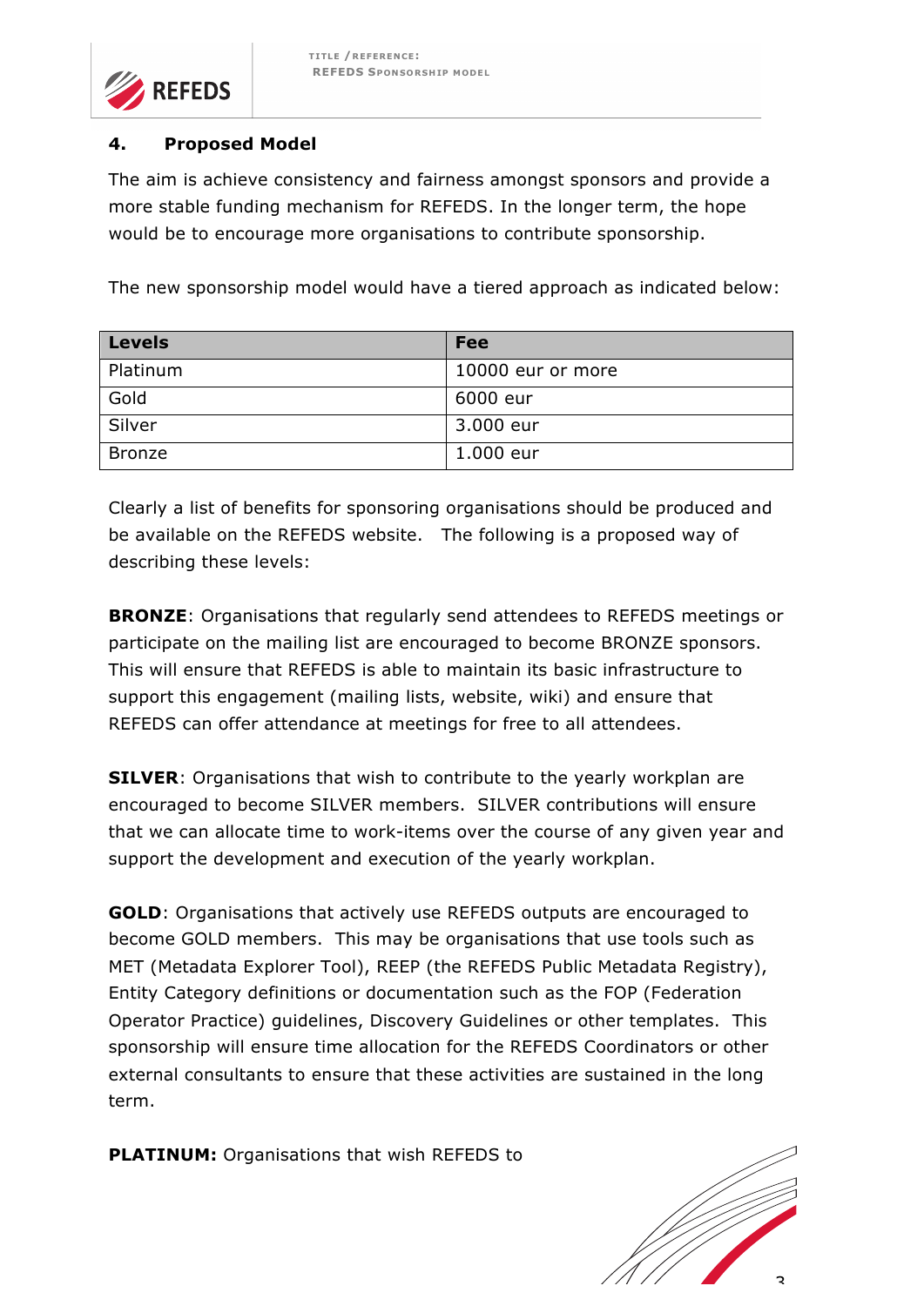## 4. Proposed Model

The aim is achieve consistency and fairness amongst sponsors and provide a more stable funding mechanism for REFEDS. In the longer term, the hope would be to encourage more organisations to contribute sponsorship.

The new sponsorship model would have a tiered approach as indicated below:

| Levels | Fee |
|---|---|
| Platinum | 10000 eur or more |
| Gold | 6000 eur |
| Silver | 3.000 eur |
| Bronze | 1.000 eur |

Clearly a list of benefits for sponsoring organisations should be produced and be available on the REFEDS website. The following is a proposed way of describing these levels:

**BRONZE**: Organisations that regularly send attendees to REFEDS meetings or participate on the mailing list are encouraged to become BRONZE sponsors. This will ensure that REFEDS is able to maintain its basic infrastructure to support this engagement (mailing lists, website, wiki) and ensure that REFEDS can offer attendance at meetings for free to all attendees.

**SILVER**: Organisations that wish to contribute to the yearly workplan are encouraged to become SILVER members. SILVER contributions will ensure that we can allocate time to work-items over the course of any given year and support the development and execution of the yearly workplan.

**GOLD**: Organisations that actively use REFEDS outputs are encouraged to become GOLD members. This may be organisations that use tools such as MET (Metadata Explorer Tool), REEP (the REFEDS Public Metadata Registry), Entity Category definitions or documentation such as the FOP (Federation Operator Practice) guidelines, Discovery Guidelines or other templates. This sponsorship will ensure time allocation for the REFEDS Coordinators or other external consultants to ensure that these activities are sustained in the long term.

**PLATINUM:** Organisations that wish REFEDS to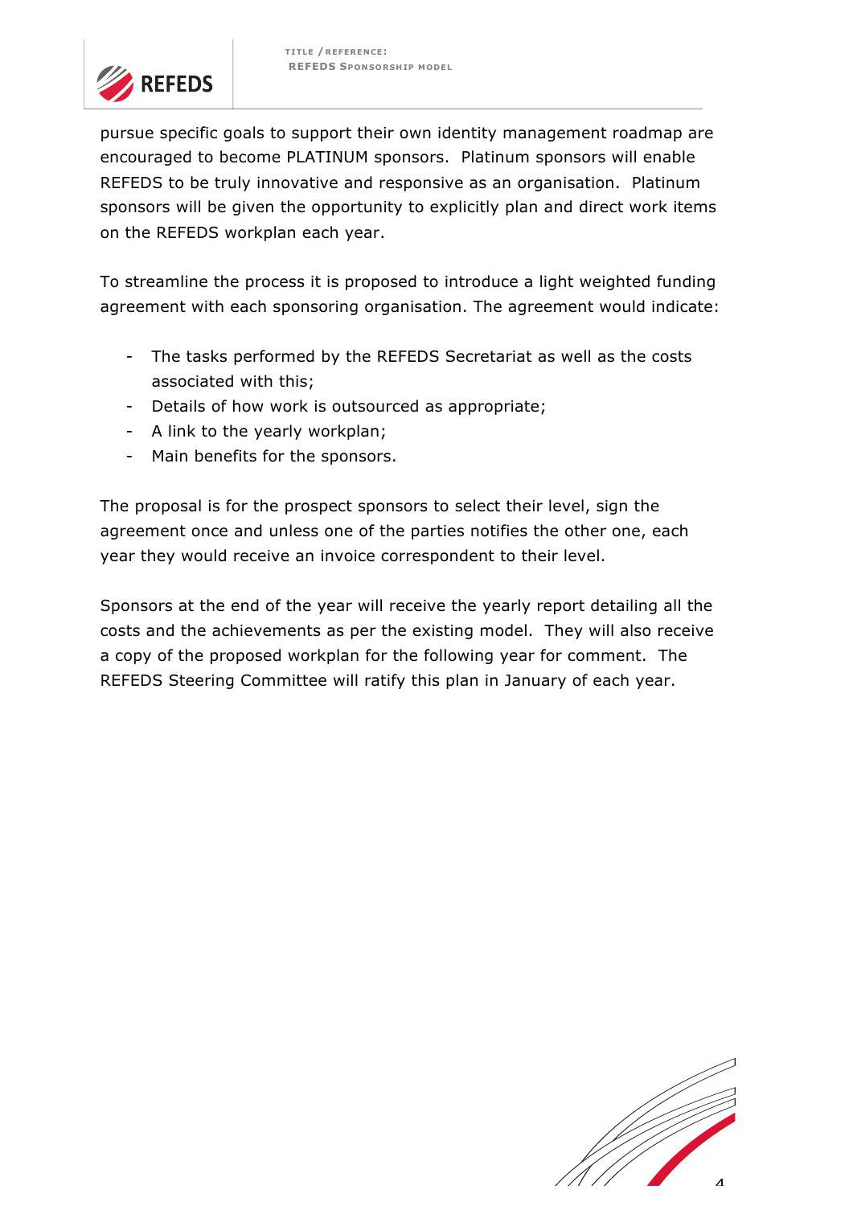pursue specific goals to support their own identity management roadmap are encouraged to become PLATINUM sponsors. Platinum sponsors will enable REFEDS to be truly innovative and responsive as an organisation. Platinum sponsors will be given the opportunity to explicitly plan and direct work items on the REFEDS workplan each year.

To streamline the process it is proposed to introduce a light weighted funding agreement with each sponsoring organisation. The agreement would indicate:

- The tasks performed by the REFEDS Secretariat as well as the costs associated with this;
- Details of how work is outsourced as appropriate;
- A link to the yearly workplan;
- Main benefits for the sponsors.

The proposal is for the prospect sponsors to select their level, sign the agreement once and unless one of the parties notifies the other one, each year they would receive an invoice correspondent to their level.

Sponsors at the end of the year will receive the yearly report detailing all the costs and the achievements as per the existing model. They will also receive a copy of the proposed workplan for the following year for comment. The REFEDS Steering Committee will ratify this plan in January of each year.